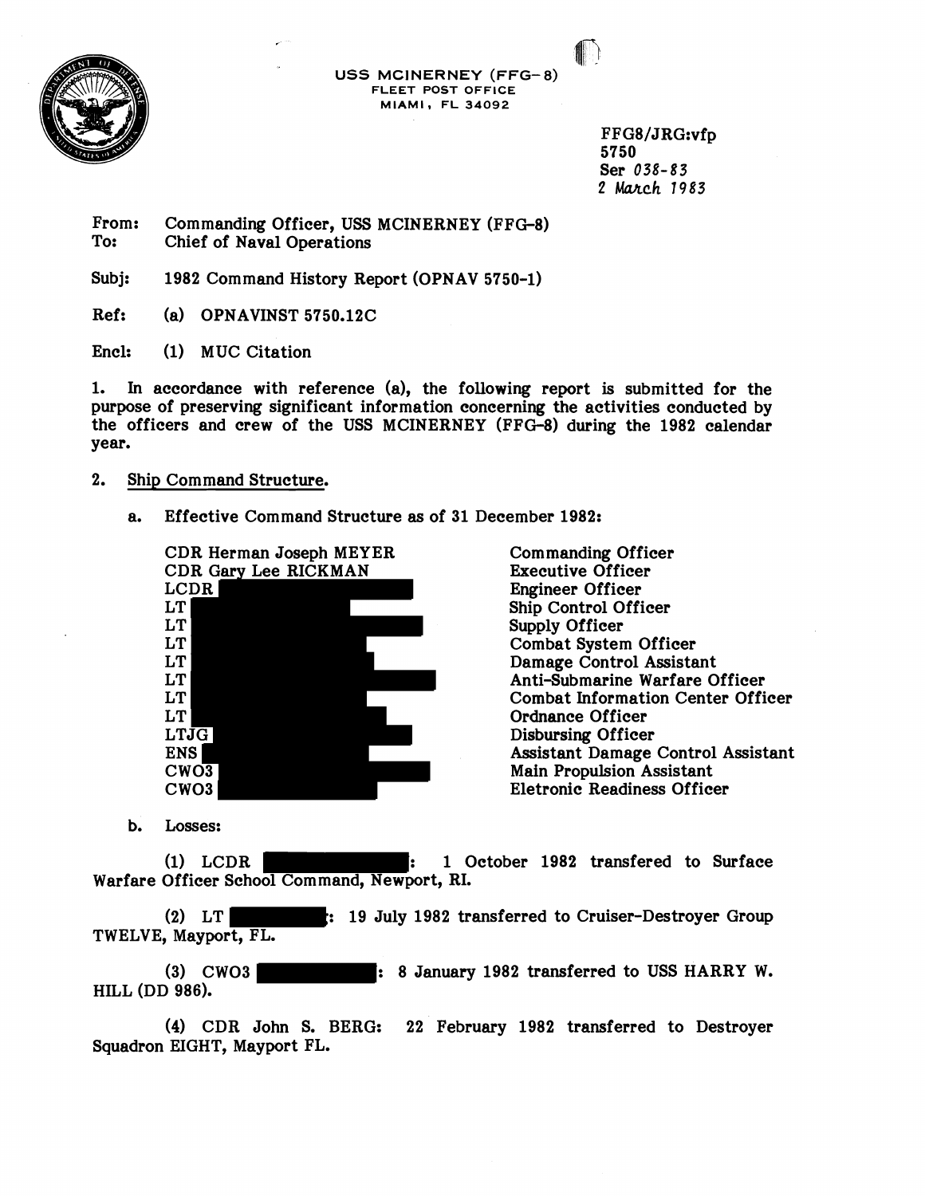USS MCINERNEY (FFG-8)
FLEET POST OFFICE
MIAMI, FL 34092

FFG8/JRG:vfp
5750
Ser 038-83
2 March 1983

From: Commanding Officer, USS MCINERNEY (FFG-8)
To: Chief of Naval Operations

Subj: 1982 Command History Report (OPNAV 5750-1)

Ref: (a) OPNAVINST 5750.12C

Encl: (1) MUC Citation

1. In accordance with reference (a), the following report is submitted for the purpose of preserving significant information concerning the activities conducted by the officers and crew of the USS MCINERNEY (FFG-8) during the 1982 calendar year.

2. Ship Command Structure.

   a. Effective Command Structure as of 31 December 1982:

| | |
|---|---|
| CDR Herman Joseph MEYER | Commanding Officer |
| CDR Gary Lee RICKMAN | Executive Officer |
| LCDR [REDACTED] | Engineer Officer |
| LT [REDACTED] | Ship Control Officer |
| LT [REDACTED] | Supply Officer |
| LT [REDACTED] | Combat System Officer |
| LT [REDACTED] | Damage Control Assistant |
| LT [REDACTED] | Anti-Submarine Warfare Officer |
| LT [REDACTED] | Combat Information Center Officer |
| LT [REDACTED] | Ordnance Officer |
| LTJG [REDACTED] | Disbursing Officer |
| ENS [REDACTED] | Assistant Damage Control Assistant |
| CWO3 [REDACTED] | Main Propulsion Assistant |
| CWO3 [REDACTED] | Eletronic Readiness Officer |

   b. Losses:

      (1) LCDR [REDACTED]: 1 October 1982 transfered to Surface Warfare Officer School Command, Newport, RI.

      (2) LT [REDACTED]: 19 July 1982 transferred to Cruiser-Destroyer Group TWELVE, Mayport, FL.

      (3) CWO3 [REDACTED]: 8 January 1982 transferred to USS HARRY W. HILL (DD 986).

      (4) CDR John S. BERG: 22 February 1982 transferred to Destroyer Squadron EIGHT, Mayport FL.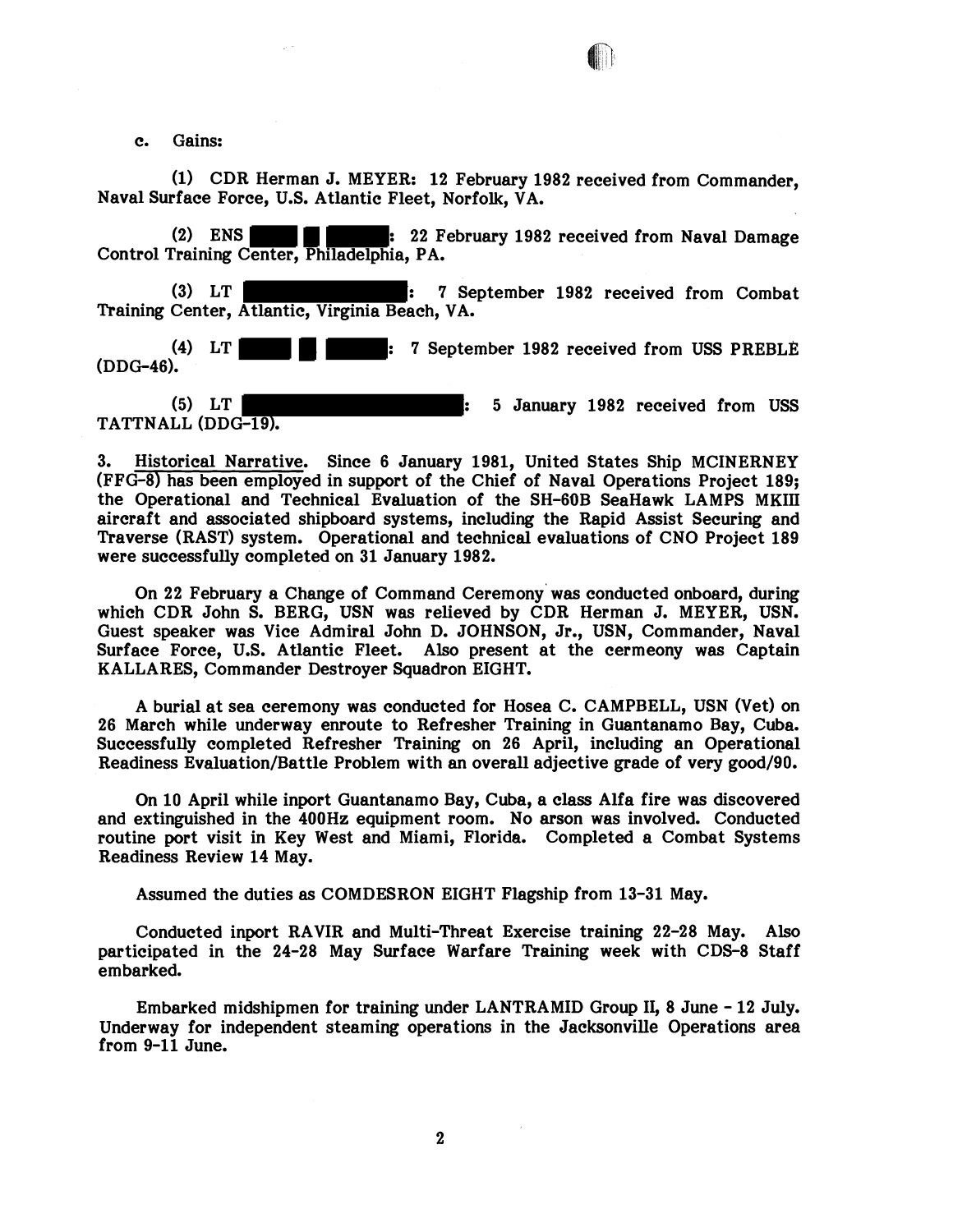c. Gains:

(1) CDR Herman J. MEYER: 12 February 1982 received from Commander, Naval Surface Force, U.S. Atlantic Fleet, Norfolk, VA.

(2) ENS ████ █ ████: 22 February 1982 received from Naval Damage Control Training Center, Philadelphia, PA.

(3) LT ████████████: 7 September 1982 received from Combat Training Center, Atlantic, Virginia Beach, VA.

(4) LT ████ █ ████: 7 September 1982 received from USS PREBLE (DDG-46).

(5) LT ████████████████: 5 January 1982 received from USS TATTNALL (DDG-19).

3. Historical Narrative. Since 6 January 1981, United States Ship MCINERNEY (FFG-8) has been employed in support of the Chief of Naval Operations Project 189; the Operational and Technical Evaluation of the SH-60B SeaHawk LAMPS MKIII aircraft and associated shipboard systems, including the Rapid Assist Securing and Traverse (RAST) system. Operational and technical evaluations of CNO Project 189 were successfully completed on 31 January 1982.

On 22 February a Change of Command Ceremony was conducted onboard, during which CDR John S. BERG, USN was relieved by CDR Herman J. MEYER, USN. Guest speaker was Vice Admiral John D. JOHNSON, Jr., USN, Commander, Naval Surface Force, U.S. Atlantic Fleet. Also present at the cermeony was Captain KALLARES, Commander Destroyer Squadron EIGHT.

A burial at sea ceremony was conducted for Hosea C. CAMPBELL, USN (Vet) on 26 March while underway enroute to Refresher Training in Guantanamo Bay, Cuba. Successfully completed Refresher Training on 26 April, including an Operational Readiness Evaluation/Battle Problem with an overall adjective grade of very good/90.

On 10 April while inport Guantanamo Bay, Cuba, a class Alfa fire was discovered and extinguished in the 400Hz equipment room. No arson was involved. Conducted routine port visit in Key West and Miami, Florida. Completed a Combat Systems Readiness Review 14 May.

Assumed the duties as COMDESRON EIGHT Flagship from 13-31 May.

Conducted inport RAVIR and Multi-Threat Exercise training 22-28 May. Also participated in the 24-28 May Surface Warfare Training week with CDS-8 Staff embarked.

Embarked midshipmen for training under LANTRAMID Group II, 8 June - 12 July. Underway for independent steaming operations in the Jacksonville Operations area from 9-11 June.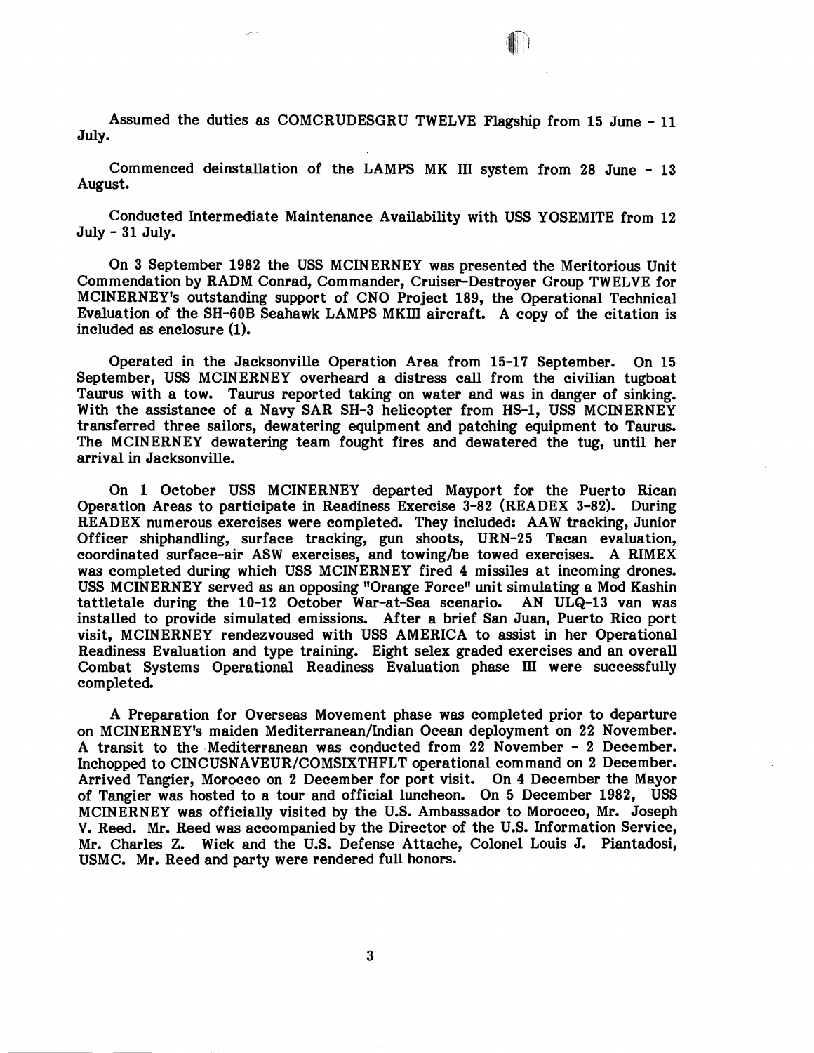Assumed the duties as COMCRUDESGRU TWELVE Flagship from 15 June - 11 July.

Commenced deinstallation of the LAMPS MK III system from 28 June - 13 August.

Conducted Intermediate Maintenance Availability with USS YOSEMITE from 12 July - 31 July.

On 3 September 1982 the USS MCINERNEY was presented the Meritorious Unit Commendation by RADM Conrad, Commander, Cruiser-Destroyer Group TWELVE for MCINERNEY's outstanding support of CNO Project 189, the Operational Technical Evaluation of the SH-60B Seahawk LAMPS MKIII aircraft. A copy of the citation is included as enclosure (1).

Operated in the Jacksonville Operation Area from 15-17 September. On 15 September, USS MCINERNEY overheard a distress call from the civilian tugboat Taurus with a tow. Taurus reported taking on water and was in danger of sinking. With the assistance of a Navy SAR SH-3 helicopter from HS-1, USS MCINERNEY transferred three sailors, dewatering equipment and patching equipment to Taurus. The MCINERNEY dewatering team fought fires and dewatered the tug, until her arrival in Jacksonville.

On 1 October USS MCINERNEY departed Mayport for the Puerto Rican Operation Areas to participate in Readiness Exercise 3-82 (READEX 3-82). During READEX numerous exercises were completed. They included: AAW tracking, Junior Officer shiphandling, surface tracking, gun shoots, URN-25 Tacan evaluation, coordinated surface-air ASW exercises, and towing/be towed exercises. A RIMEX was completed during which USS MCINERNEY fired 4 missiles at incoming drones. USS MCINERNEY served as an opposing "Orange Force" unit simulating a Mod Kashin tattletale during the 10-12 October War-at-Sea scenario. AN ULQ-13 van was installed to provide simulated emissions. After a brief San Juan, Puerto Rico port visit, MCINERNEY rendezvoused with USS AMERICA to assist in her Operational Readiness Evaluation and type training. Eight selex graded exercises and an overall Combat Systems Operational Readiness Evaluation phase III were successfully completed.

A Preparation for Overseas Movement phase was completed prior to departure on MCINERNEY's maiden Mediterranean/Indian Ocean deployment on 22 November. A transit to the Mediterranean was conducted from 22 November - 2 December. Inchopped to CINCUSNAVEUR/COMSIXTHFLT operational command on 2 December. Arrived Tangier, Morocco on 2 December for port visit. On 4 December the Mayor of Tangier was hosted to a tour and official luncheon. On 5 December 1982, USS MCINERNEY was officially visited by the U.S. Ambassador to Morocco, Mr. Joseph V. Reed. Mr. Reed was accompanied by the Director of the U.S. Information Service, Mr. Charles Z. Wick and the U.S. Defense Attache, Colonel Louis J. Piantadosi, USMC. Mr. Reed and party were rendered full honors.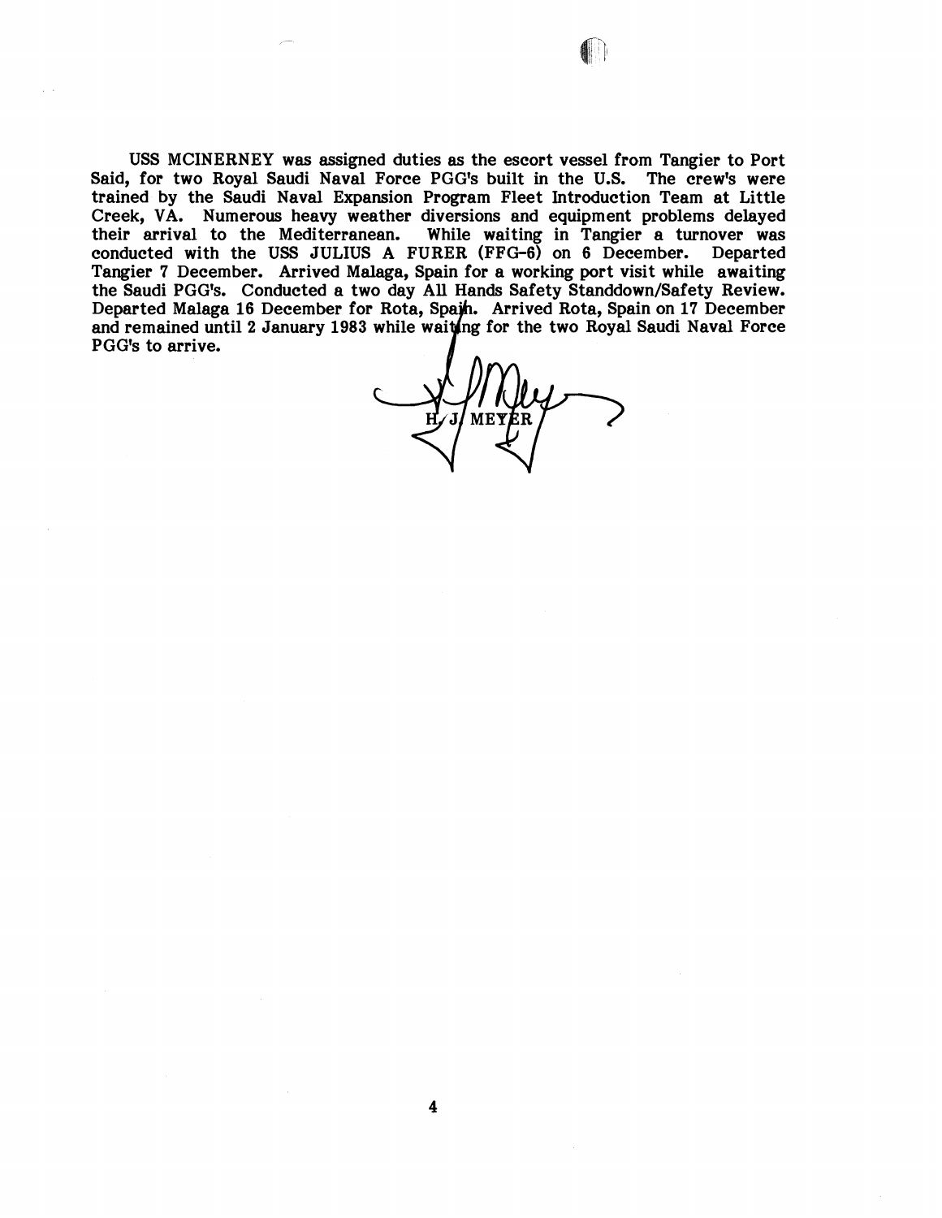USS MCINERNEY was assigned duties as the escort vessel from Tangier to Port Said, for two Royal Saudi Naval Force PGG's built in the U.S. The crew's were trained by the Saudi Naval Expansion Program Fleet Introduction Team at Little Creek, VA. Numerous heavy weather diversions and equipment problems delayed their arrival to the Mediterranean. While waiting in Tangier a turnover was conducted with the USS JULIUS A FURER (FFG-6) on 6 December. Departed Tangier 7 December. Arrived Malaga, Spain for a working port visit while awaiting the Saudi PGG's. Conducted a two day All Hands Safety Standdown/Safety Review. Departed Malaga 16 December for Rota, Spain. Arrived Rota, Spain on 17 December and remained until 2 January 1983 while waiting for the two Royal Saudi Naval Force PGG's to arrive.

H. J. MEYER